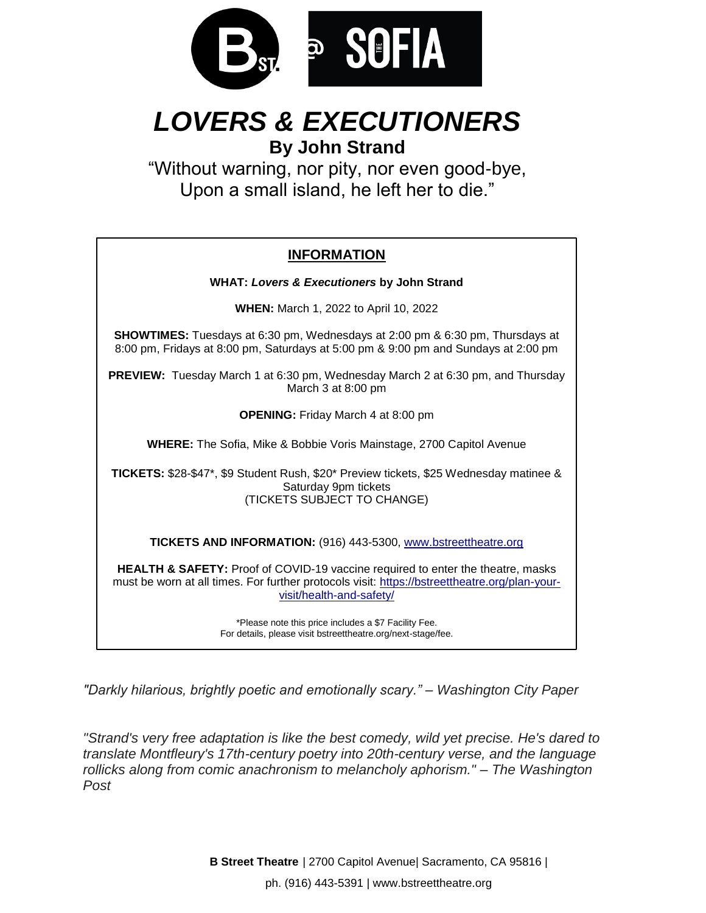B ST. @ THE SOFIA

# *LOVERS & EXECUTIONERS*

## By John Strand

"Without warning, nor pity, nor even good-bye,
Upon a small island, he left her to die."

### INFORMATION

**WHAT:** ***Lovers & Executioners*** **by John Strand**

**WHEN:** March 1, 2022 to April 10, 2022

**SHOWTIMES:** Tuesdays at 6:30 pm, Wednesdays at 2:00 pm & 6:30 pm, Thursdays at 8:00 pm, Fridays at 8:00 pm, Saturdays at 5:00 pm & 9:00 pm and Sundays at 2:00 pm

**PREVIEW:** Tuesday March 1 at 6:30 pm, Wednesday March 2 at 6:30 pm, and Thursday March 3 at 8:00 pm

**OPENING:** Friday March 4 at 8:00 pm

**WHERE:** The Sofia, Mike & Bobbie Voris Mainstage, 2700 Capitol Avenue

**TICKETS:** $28-$47*, $9 Student Rush, $20* Preview tickets, $25 Wednesday matinee & Saturday 9pm tickets
(TICKETS SUBJECT TO CHANGE)

**TICKETS AND INFORMATION:** (916) 443-5300, www.bstreettheatre.org

**HEALTH & SAFETY:** Proof of COVID-19 vaccine required to enter the theatre, masks must be worn at all times. For further protocols visit: https://bstreettheatre.org/plan-your-visit/health-and-safety/

*Please note this price includes a $7 Facility Fee.
For details, please visit bstreettheatre.org/next-stage/fee.

*"Darkly hilarious, brightly poetic and emotionally scary." – Washington City Paper*

*"Strand's very free adaptation is like the best comedy, wild yet precise. He's dared to translate Montfleury's 17th-century poetry into 20th-century verse, and the language rollicks along from comic anachronism to melancholy aphorism." – The Washington Post*

**B Street Theatre** | 2700 Capitol Avenue| Sacramento, CA 95816 |
ph. (916) 443-5391 | www.bstreettheatre.org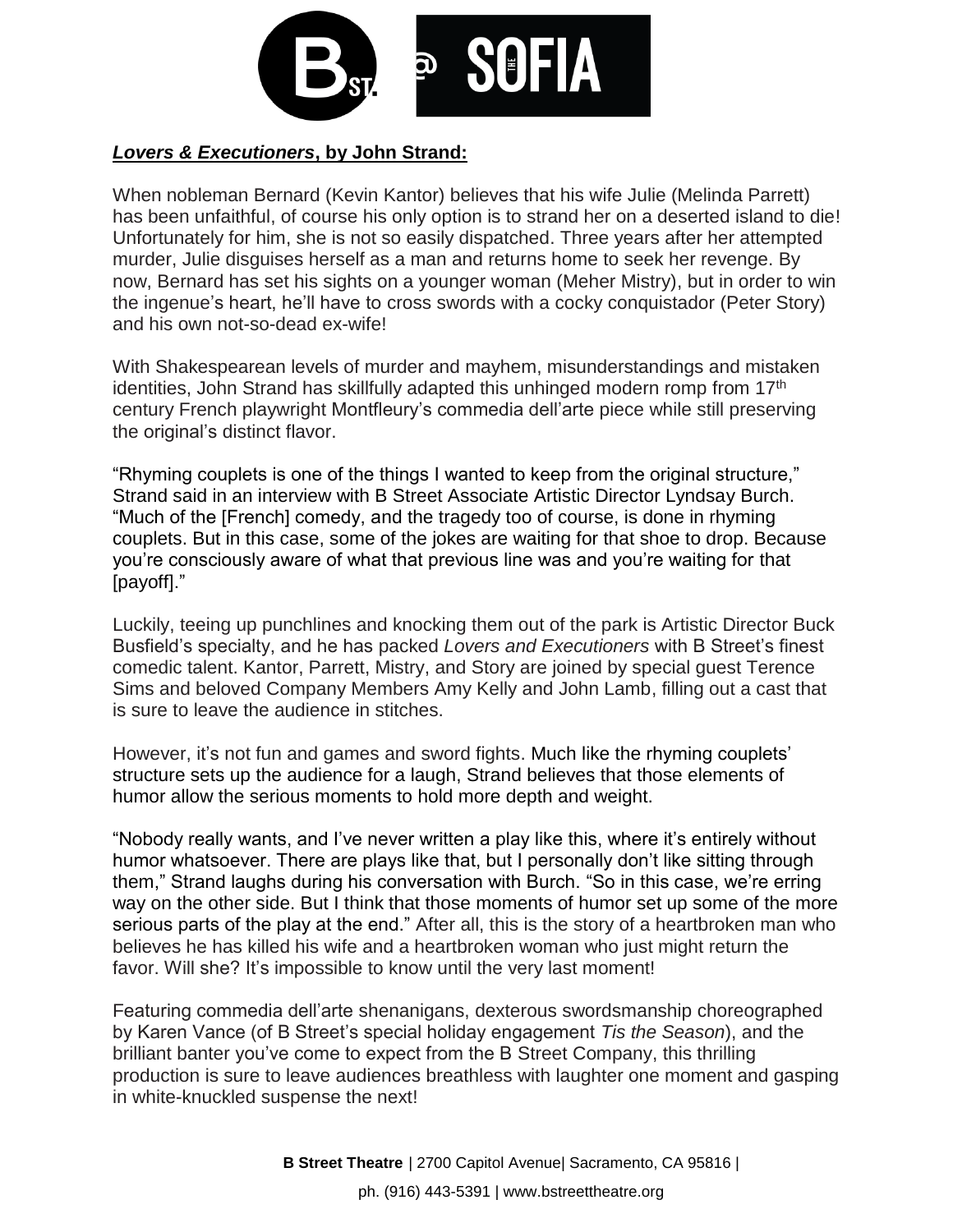***Lovers & Executioners*, by John Strand:**

When nobleman Bernard (Kevin Kantor) believes that his wife Julie (Melinda Parrett) has been unfaithful, of course his only option is to strand her on a deserted island to die! Unfortunately for him, she is not so easily dispatched. Three years after her attempted murder, Julie disguises herself as a man and returns home to seek her revenge. By now, Bernard has set his sights on a younger woman (Meher Mistry), but in order to win the ingenue's heart, he'll have to cross swords with a cocky conquistador (Peter Story) and his own not-so-dead ex-wife!

With Shakespearean levels of murder and mayhem, misunderstandings and mistaken identities, John Strand has skillfully adapted this unhinged modern romp from 17th century French playwright Montfleury's commedia dell'arte piece while still preserving the original's distinct flavor.

"Rhyming couplets is one of the things I wanted to keep from the original structure," Strand said in an interview with B Street Associate Artistic Director Lyndsay Burch. "Much of the [French] comedy, and the tragedy too of course, is done in rhyming couplets. But in this case, some of the jokes are waiting for that shoe to drop. Because you're consciously aware of what that previous line was and you're waiting for that [payoff]."

Luckily, teeing up punchlines and knocking them out of the park is Artistic Director Buck Busfield's specialty, and he has packed *Lovers and Executioners* with B Street's finest comedic talent. Kantor, Parrett, Mistry, and Story are joined by special guest Terence Sims and beloved Company Members Amy Kelly and John Lamb, filling out a cast that is sure to leave the audience in stitches.

However, it's not fun and games and sword fights. Much like the rhyming couplets' structure sets up the audience for a laugh, Strand believes that those elements of humor allow the serious moments to hold more depth and weight.

"Nobody really wants, and I've never written a play like this, where it's entirely without humor whatsoever. There are plays like that, but I personally don't like sitting through them," Strand laughs during his conversation with Burch. "So in this case, we're erring way on the other side. But I think that those moments of humor set up some of the more serious parts of the play at the end." After all, this is the story of a heartbroken man who believes he has killed his wife and a heartbroken woman who just might return the favor. Will she? It's impossible to know until the very last moment!

Featuring commedia dell'arte shenanigans, dexterous swordsmanship choreographed by Karen Vance (of B Street's special holiday engagement *Tis the Season*), and the brilliant banter you've come to expect from the B Street Company, this thrilling production is sure to leave audiences breathless with laughter one moment and gasping in white-knuckled suspense the next!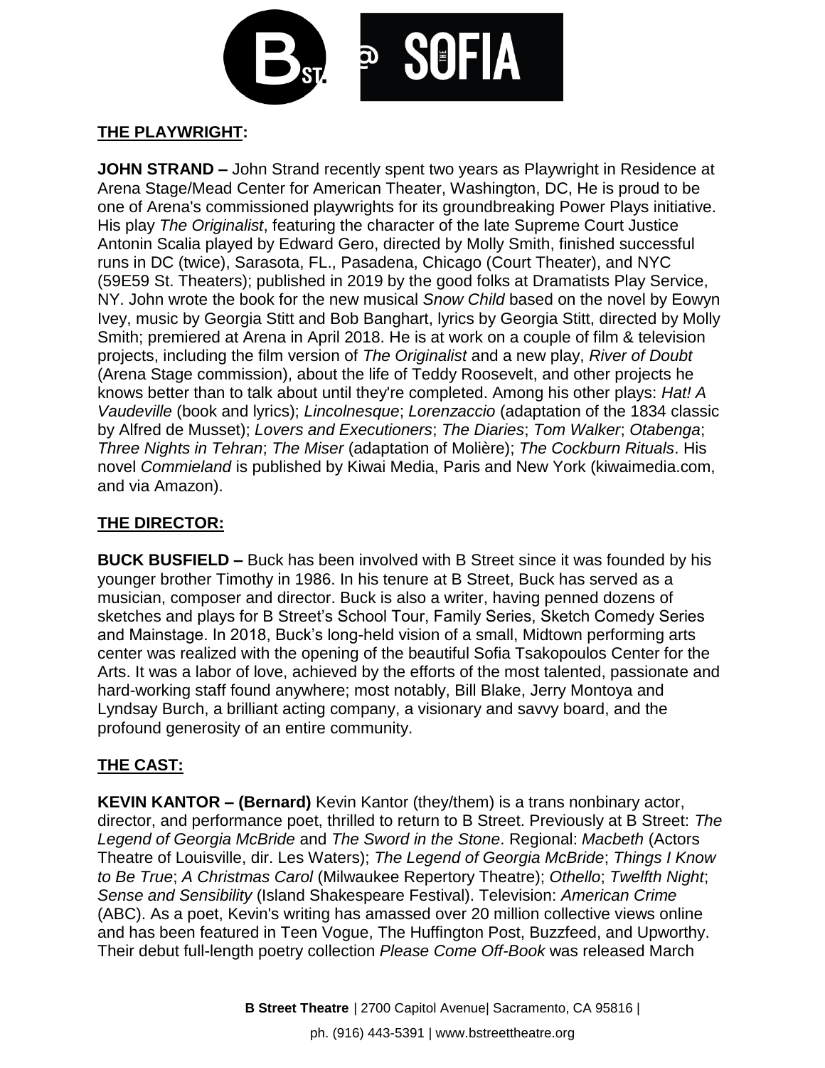## THE PLAYWRIGHT:

**JOHN STRAND –** John Strand recently spent two years as Playwright in Residence at Arena Stage/Mead Center for American Theater, Washington, DC, He is proud to be one of Arena's commissioned playwrights for its groundbreaking Power Plays initiative. His play *The Originalist*, featuring the character of the late Supreme Court Justice Antonin Scalia played by Edward Gero, directed by Molly Smith, finished successful runs in DC (twice), Sarasota, FL., Pasadena, Chicago (Court Theater), and NYC (59E59 St. Theaters); published in 2019 by the good folks at Dramatists Play Service, NY. John wrote the book for the new musical *Snow Child* based on the novel by Eowyn Ivey, music by Georgia Stitt and Bob Banghart, lyrics by Georgia Stitt, directed by Molly Smith; premiered at Arena in April 2018. He is at work on a couple of film & television projects, including the film version of *The Originalist* and a new play, *River of Doubt* (Arena Stage commission), about the life of Teddy Roosevelt, and other projects he knows better than to talk about until they're completed. Among his other plays: *Hat! A Vaudeville* (book and lyrics); *Lincolnesque*; *Lorenzaccio* (adaptation of the 1834 classic by Alfred de Musset); *Lovers and Executioners*; *The Diaries*; *Tom Walker*; *Otabenga*; *Three Nights in Tehran*; *The Miser* (adaptation of Molière); *The Cockburn Rituals*. His novel *Commieland* is published by Kiwai Media, Paris and New York (kiwaimedia.com, and via Amazon).

## THE DIRECTOR:

**BUCK BUSFIELD –** Buck has been involved with B Street since it was founded by his younger brother Timothy in 1986. In his tenure at B Street, Buck has served as a musician, composer and director. Buck is also a writer, having penned dozens of sketches and plays for B Street's School Tour, Family Series, Sketch Comedy Series and Mainstage. In 2018, Buck's long-held vision of a small, Midtown performing arts center was realized with the opening of the beautiful Sofia Tsakopoulos Center for the Arts. It was a labor of love, achieved by the efforts of the most talented, passionate and hard-working staff found anywhere; most notably, Bill Blake, Jerry Montoya and Lyndsay Burch, a brilliant acting company, a visionary and savvy board, and the profound generosity of an entire community.

## THE CAST:

**KEVIN KANTOR – (Bernard)** Kevin Kantor (they/them) is a trans nonbinary actor, director, and performance poet, thrilled to return to B Street. Previously at B Street: *The Legend of Georgia McBride* and *The Sword in the Stone*. Regional: *Macbeth* (Actors Theatre of Louisville, dir. Les Waters); *The Legend of Georgia McBride*; *Things I Know to Be True*; *A Christmas Carol* (Milwaukee Repertory Theatre); *Othello*; *Twelfth Night*; *Sense and Sensibility* (Island Shakespeare Festival). Television: *American Crime* (ABC). As a poet, Kevin's writing has amassed over 20 million collective views online and has been featured in Teen Vogue, The Huffington Post, Buzzfeed, and Upworthy. Their debut full-length poetry collection *Please Come Off-Book* was released March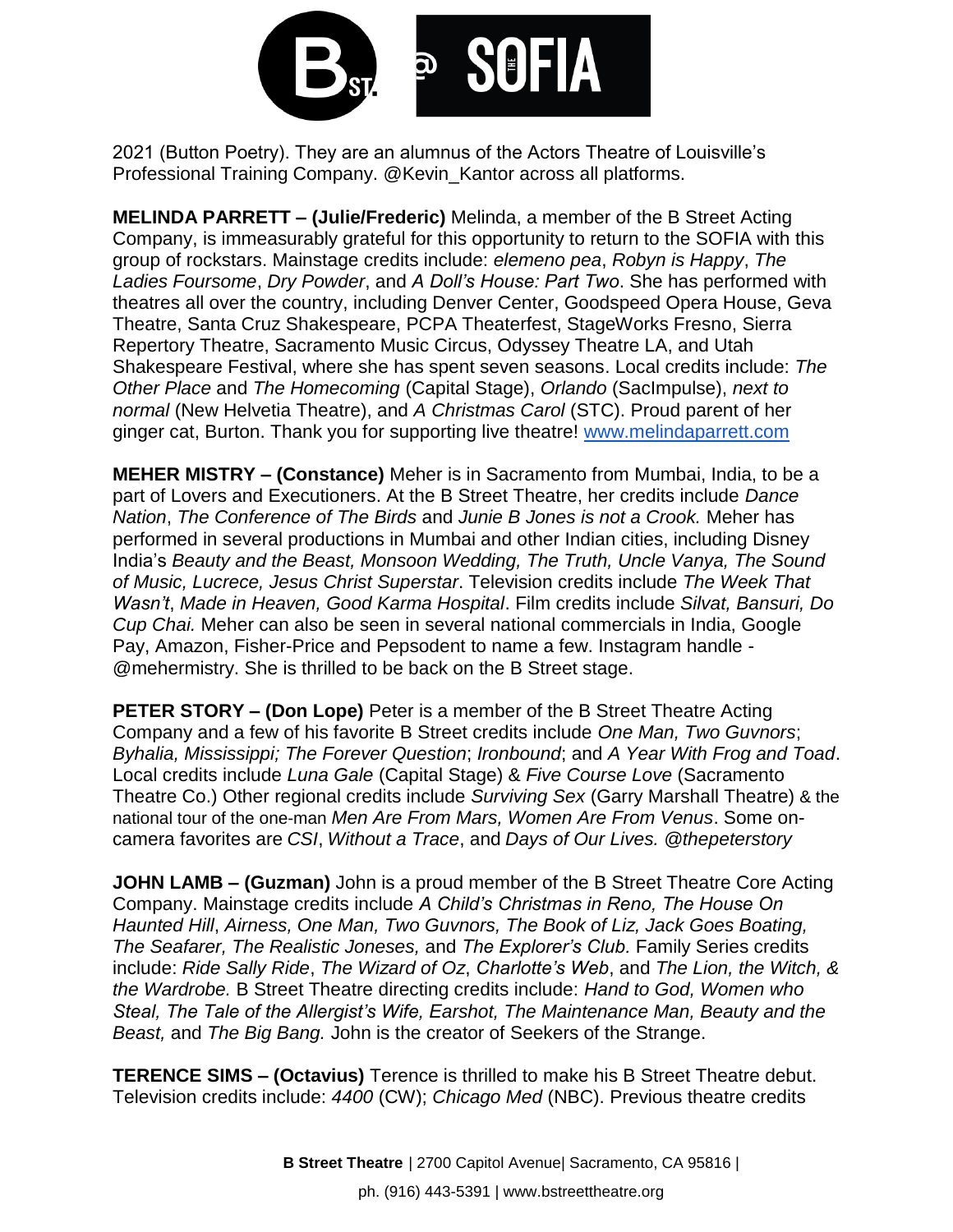2021 (Button Poetry). They are an alumnus of the Actors Theatre of Louisville's Professional Training Company. @Kevin_Kantor across all platforms.

**MELINDA PARRETT – (Julie/Frederic)** Melinda, a member of the B Street Acting Company, is immeasurably grateful for this opportunity to return to the SOFIA with this group of rockstars. Mainstage credits include: *elemeno pea*, *Robyn is Happy*, *The Ladies Foursome*, *Dry Powder*, and *A Doll's House: Part Two*. She has performed with theatres all over the country, including Denver Center, Goodspeed Opera House, Geva Theatre, Santa Cruz Shakespeare, PCPA Theaterfest, StageWorks Fresno, Sierra Repertory Theatre, Sacramento Music Circus, Odyssey Theatre LA, and Utah Shakespeare Festival, where she has spent seven seasons. Local credits include: *The Other Place* and *The Homecoming* (Capital Stage), *Orlando* (SacImpulse), *next to normal* (New Helvetia Theatre), and *A Christmas Carol* (STC). Proud parent of her ginger cat, Burton. Thank you for supporting live theatre! [www.melindaparrett.com](http://www.melindaparrett.com)

**MEHER MISTRY – (Constance)** Meher is in Sacramento from Mumbai, India, to be a part of Lovers and Executioners. At the B Street Theatre, her credits include *Dance Nation*, *The Conference of The Birds* and *Junie B Jones is not a Crook.* Meher has performed in several productions in Mumbai and other Indian cities, including Disney India's *Beauty and the Beast, Monsoon Wedding, The Truth, Uncle Vanya, The Sound of Music, Lucrece, Jesus Christ Superstar*. Television credits include *The Week That Wasn't*, *Made in Heaven, Good Karma Hospital*. Film credits include *Silvat, Bansuri, Do Cup Chai.* Meher can also be seen in several national commercials in India, Google Pay, Amazon, Fisher-Price and Pepsodent to name a few. Instagram handle - @mehermistry. She is thrilled to be back on the B Street stage.

**PETER STORY – (Don Lope)** Peter is a member of the B Street Theatre Acting Company and a few of his favorite B Street credits include *One Man, Two Guvnors*; *Byhalia, Mississippi; The Forever Question*; *Ironbound*; and *A Year With Frog and Toad*. Local credits include *Luna Gale* (Capital Stage) & *Five Course Love* (Sacramento Theatre Co.) Other regional credits include *Surviving Sex* (Garry Marshall Theatre) & the national tour of the one-man *Men Are From Mars, Women Are From Venus*. Some on-camera favorites are *CSI*, *Without a Trace*, and *Days of Our Lives. @thepeterstory*

**JOHN LAMB – (Guzman)** John is a proud member of the B Street Theatre Core Acting Company. Mainstage credits include *A Child's Christmas in Reno, The House On Haunted Hill*, *Airness, One Man, Two Guvnors, The Book of Liz, Jack Goes Boating, The Seafarer, The Realistic Joneses,* and *The Explorer's Club.* Family Series credits include: *Ride Sally Ride*, *The Wizard of Oz*, *Charlotte's Web*, and *The Lion, the Witch, & the Wardrobe.* B Street Theatre directing credits include: *Hand to God, Women who Steal, The Tale of the Allergist's Wife, Earshot, The Maintenance Man, Beauty and the Beast,* and *The Big Bang.* John is the creator of Seekers of the Strange.

**TERENCE SIMS – (Octavius)** Terence is thrilled to make his B Street Theatre debut. Television credits include: *4400* (CW); *Chicago Med* (NBC). Previous theatre credits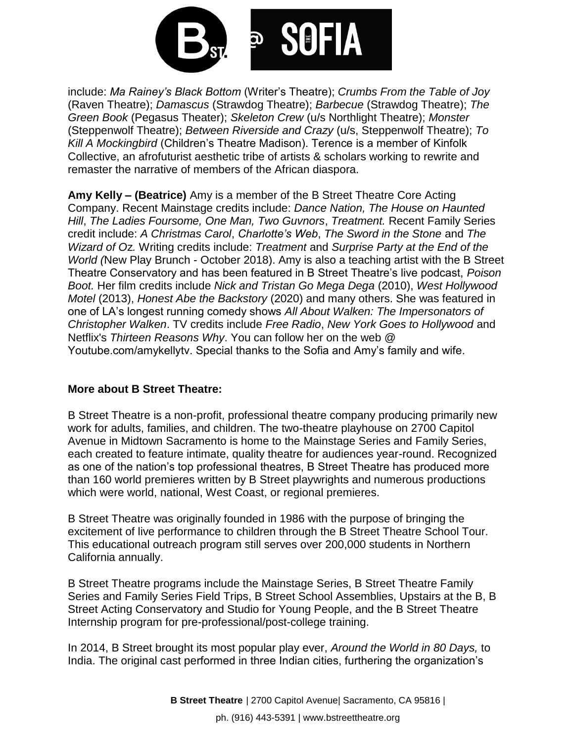include: *Ma Rainey's Black Bottom* (Writer's Theatre); *Crumbs From the Table of Joy* (Raven Theatre); *Damascus* (Strawdog Theatre); *Barbecue* (Strawdog Theatre); *The Green Book* (Pegasus Theater); *Skeleton Crew* (u/s Northlight Theatre); *Monster* (Steppenwolf Theatre); *Between Riverside and Crazy* (u/s, Steppenwolf Theatre); *To Kill A Mockingbird* (Children's Theatre Madison). Terence is a member of Kinfolk Collective, an afrofuturist aesthetic tribe of artists & scholars working to rewrite and remaster the narrative of members of the African diaspora.

**Amy Kelly – (Beatrice)** Amy is a member of the B Street Theatre Core Acting Company. Recent Mainstage credits include: *Dance Nation, The House on Haunted Hill*, *The Ladies Foursome, One Man, Two Guvnors*, *Treatment.* Recent Family Series credit include: *A Christmas Carol*, *Charlotte's Web*, *The Sword in the Stone* and *The Wizard of Oz.* Writing credits include: *Treatment* and *Surprise Party at the End of the World (*New Play Brunch - October 2018). Amy is also a teaching artist with the B Street Theatre Conservatory and has been featured in B Street Theatre's live podcast, *Poison Boot.* Her film credits include *Nick and Tristan Go Mega Dega* (2010), *West Hollywood Motel* (2013), *Honest Abe the Backstory* (2020) and many others. She was featured in one of LA's longest running comedy shows *All About Walken: The Impersonators of Christopher Walken*. TV credits include *Free Radio*, *New York Goes to Hollywood* and Netflix's *Thirteen Reasons Why*. You can follow her on the web @ Youtube.com/amykellytv. Special thanks to the Sofia and Amy's family and wife.

**More about B Street Theatre:**

B Street Theatre is a non-profit, professional theatre company producing primarily new work for adults, families, and children. The two-theatre playhouse on 2700 Capitol Avenue in Midtown Sacramento is home to the Mainstage Series and Family Series, each created to feature intimate, quality theatre for audiences year-round. Recognized as one of the nation's top professional theatres, B Street Theatre has produced more than 160 world premieres written by B Street playwrights and numerous productions which were world, national, West Coast, or regional premieres.

B Street Theatre was originally founded in 1986 with the purpose of bringing the excitement of live performance to children through the B Street Theatre School Tour. This educational outreach program still serves over 200,000 students in Northern California annually.

B Street Theatre programs include the Mainstage Series, B Street Theatre Family Series and Family Series Field Trips, B Street School Assemblies, Upstairs at the B, B Street Acting Conservatory and Studio for Young People, and the B Street Theatre Internship program for pre-professional/post-college training.

In 2014, B Street brought its most popular play ever, *Around the World in 80 Days,* to India. The original cast performed in three Indian cities, furthering the organization's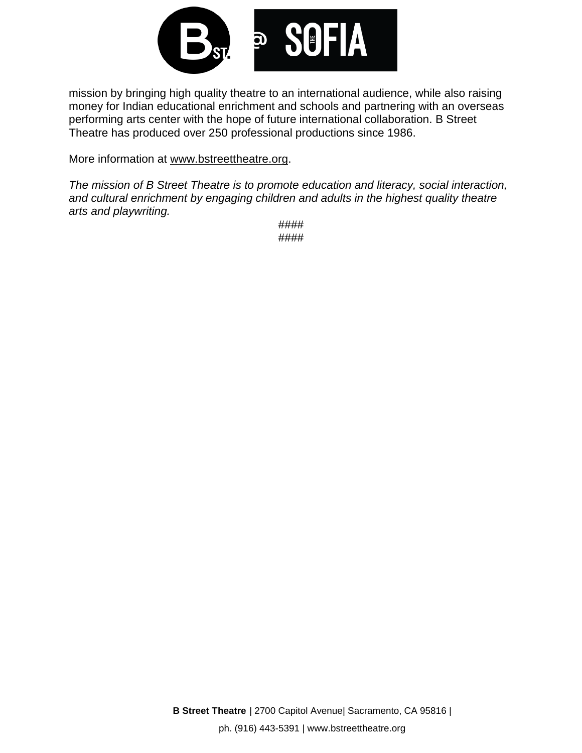mission by bringing high quality theatre to an international audience, while also raising money for Indian educational enrichment and schools and partnering with an overseas performing arts center with the hope of future international collaboration. B Street Theatre has produced over 250 professional productions since 1986.

More information at www.bstreettheatre.org.

*The mission of B Street Theatre is to promote education and literacy, social interaction, and cultural enrichment by engaging children and adults in the highest quality theatre arts and playwriting.*

####
####

**B Street Theatre** | 2700 Capitol Avenue| Sacramento, CA 95816 |

ph. (916) 443-5391 | www.bstreettheatre.org